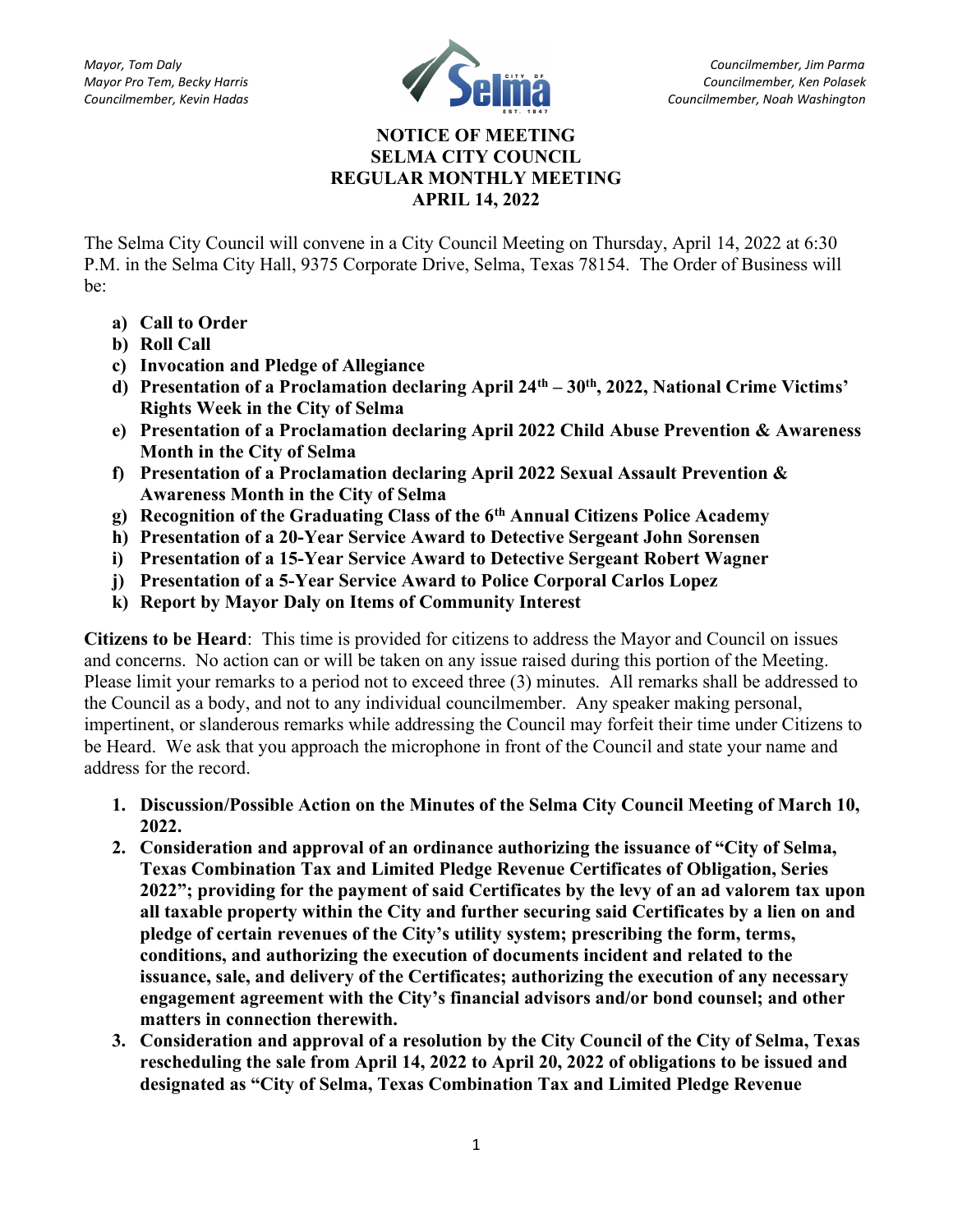*Mayor, Tom Daly*
*Mayor Pro Tem, Becky Harris*
*Councilmember, Kevin Hadas*

*Councilmember, Jim Parma*
*Councilmember, Ken Polasek*
*Councilmember, Noah Washington*

# NOTICE OF MEETING
# SELMA CITY COUNCIL
# REGULAR MONTHLY MEETING
# APRIL 14, 2022

The Selma City Council will convene in a City Council Meeting on Thursday, April 14, 2022 at 6:30 P.M. in the Selma City Hall, 9375 Corporate Drive, Selma, Texas 78154. The Order of Business will be:

a) **Call to Order**
b) **Roll Call**
c) **Invocation and Pledge of Allegiance**
d) **Presentation of a Proclamation declaring April 24th – 30th, 2022, National Crime Victims' Rights Week in the City of Selma**
e) **Presentation of a Proclamation declaring April 2022 Child Abuse Prevention & Awareness Month in the City of Selma**
f) **Presentation of a Proclamation declaring April 2022 Sexual Assault Prevention & Awareness Month in the City of Selma**
g) **Recognition of the Graduating Class of the 6th Annual Citizens Police Academy**
h) **Presentation of a 20-Year Service Award to Detective Sergeant John Sorensen**
i) **Presentation of a 15-Year Service Award to Detective Sergeant Robert Wagner**
j) **Presentation of a 5-Year Service Award to Police Corporal Carlos Lopez**
k) **Report by Mayor Daly on Items of Community Interest**

**Citizens to be Heard**: This time is provided for citizens to address the Mayor and Council on issues and concerns. No action can or will be taken on any issue raised during this portion of the Meeting. Please limit your remarks to a period not to exceed three (3) minutes. All remarks shall be addressed to the Council as a body, and not to any individual councilmember. Any speaker making personal, impertinent, or slanderous remarks while addressing the Council may forfeit their time under Citizens to be Heard. We ask that you approach the microphone in front of the Council and state your name and address for the record.

1. **Discussion/Possible Action on the Minutes of the Selma City Council Meeting of March 10, 2022.**
2. **Consideration and approval of an ordinance authorizing the issuance of "City of Selma, Texas Combination Tax and Limited Pledge Revenue Certificates of Obligation, Series 2022"; providing for the payment of said Certificates by the levy of an ad valorem tax upon all taxable property within the City and further securing said Certificates by a lien on and pledge of certain revenues of the City's utility system; prescribing the form, terms, conditions, and authorizing the execution of documents incident and related to the issuance, sale, and delivery of the Certificates; authorizing the execution of any necessary engagement agreement with the City's financial advisors and/or bond counsel; and other matters in connection therewith.**
3. **Consideration and approval of a resolution by the City Council of the City of Selma, Texas rescheduling the sale from April 14, 2022 to April 20, 2022 of obligations to be issued and designated as "City of Selma, Texas Combination Tax and Limited Pledge Revenue**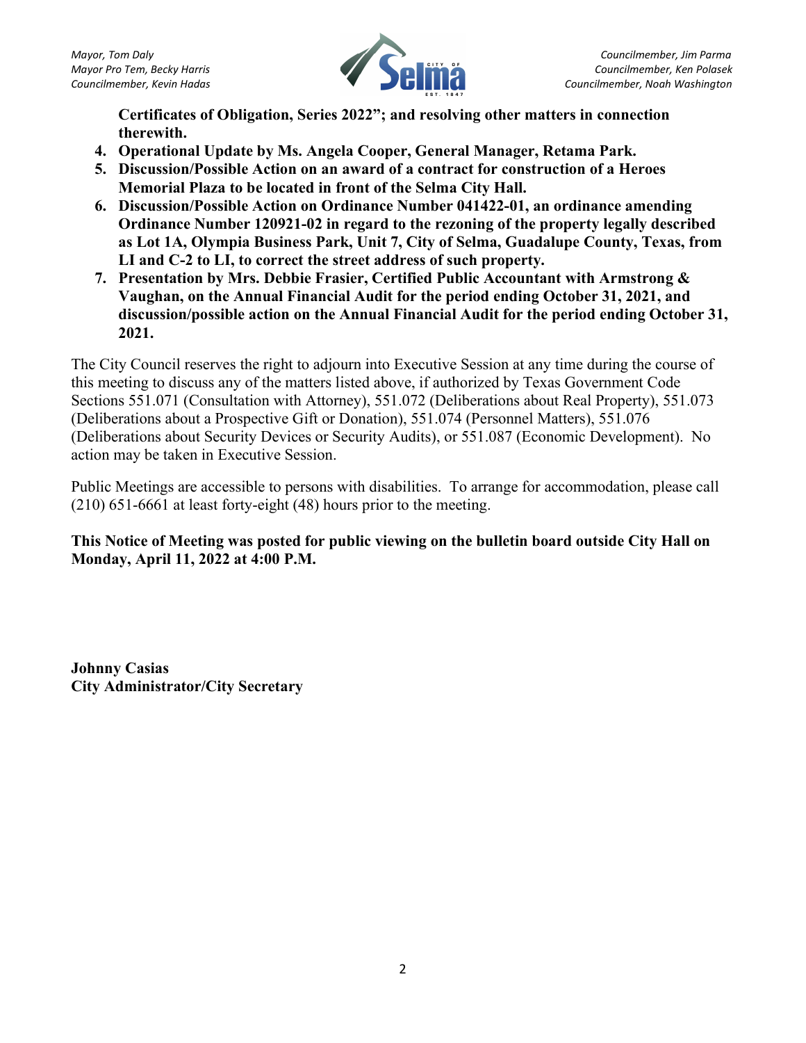**Certificates of Obligation, Series 2022"; and resolving other matters in connection therewith.**

4. **Operational Update by Ms. Angela Cooper, General Manager, Retama Park.**
5. **Discussion/Possible Action on an award of a contract for construction of a Heroes Memorial Plaza to be located in front of the Selma City Hall.**
6. **Discussion/Possible Action on Ordinance Number 041422-01, an ordinance amending Ordinance Number 120921-02 in regard to the rezoning of the property legally described as Lot 1A, Olympia Business Park, Unit 7, City of Selma, Guadalupe County, Texas, from LI and C-2 to LI, to correct the street address of such property.**
7. **Presentation by Mrs. Debbie Frasier, Certified Public Accountant with Armstrong & Vaughan, on the Annual Financial Audit for the period ending October 31, 2021, and discussion/possible action on the Annual Financial Audit for the period ending October 31, 2021.**

The City Council reserves the right to adjourn into Executive Session at any time during the course of this meeting to discuss any of the matters listed above, if authorized by Texas Government Code Sections 551.071 (Consultation with Attorney), 551.072 (Deliberations about Real Property), 551.073 (Deliberations about a Prospective Gift or Donation), 551.074 (Personnel Matters), 551.076 (Deliberations about Security Devices or Security Audits), or 551.087 (Economic Development). No action may be taken in Executive Session.

Public Meetings are accessible to persons with disabilities. To arrange for accommodation, please call (210) 651-6661 at least forty-eight (48) hours prior to the meeting.

**This Notice of Meeting was posted for public viewing on the bulletin board outside City Hall on Monday, April 11, 2022 at 4:00 P.M.**

**Johnny Casias**
**City Administrator/City Secretary**